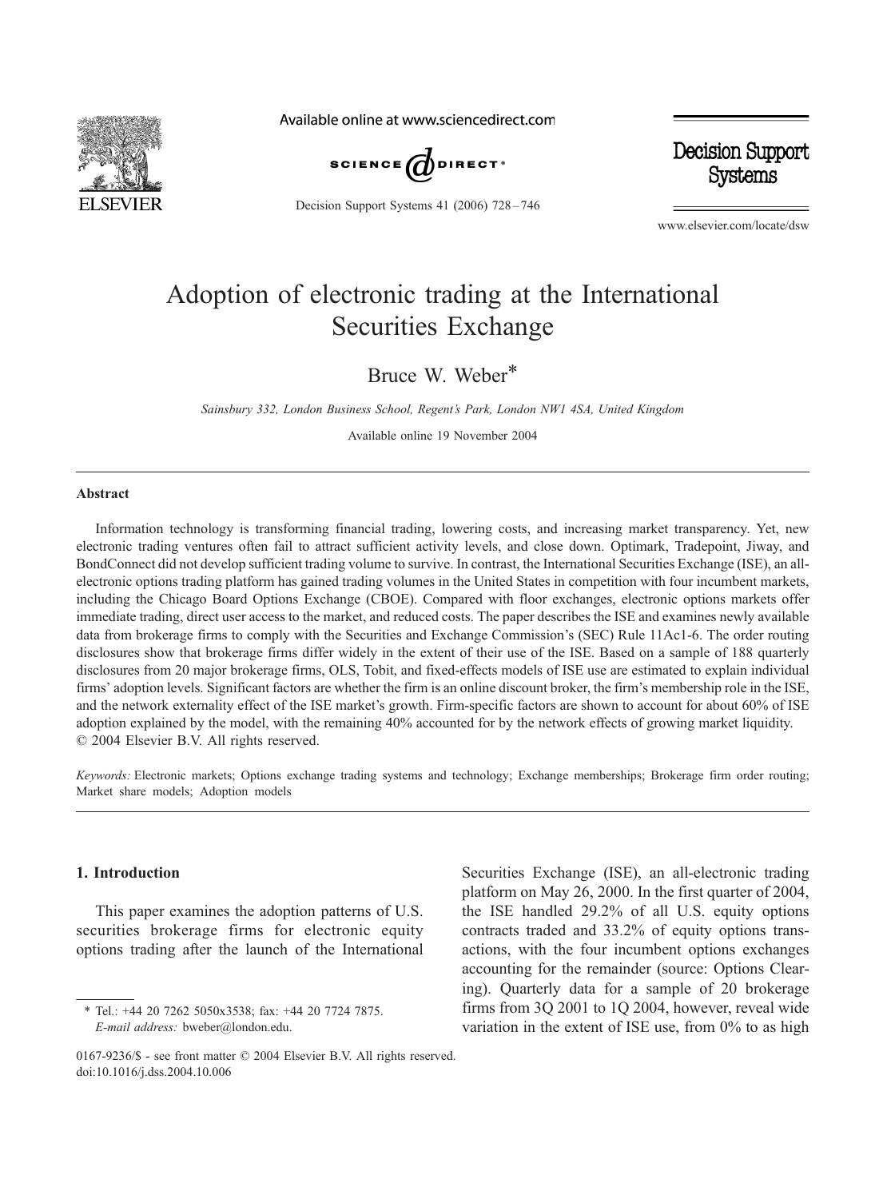# Adoption of electronic trading at the International Securities Exchange

Bruce W. Weber*

*Sainsbury 332, London Business School, Regent's Park, London NW1 4SA, United Kingdom*

Available online 19 November 2004

## Abstract

Information technology is transforming financial trading, lowering costs, and increasing market transparency. Yet, new electronic trading ventures often fail to attract sufficient activity levels, and close down. Optimark, Tradepoint, Jiway, and BondConnect did not develop sufficient trading volume to survive. In contrast, the International Securities Exchange (ISE), an all-electronic options trading platform has gained trading volumes in the United States in competition with four incumbent markets, including the Chicago Board Options Exchange (CBOE). Compared with floor exchanges, electronic options markets offer immediate trading, direct user access to the market, and reduced costs. The paper describes the ISE and examines newly available data from brokerage firms to comply with the Securities and Exchange Commission's (SEC) Rule 11Ac1-6. The order routing disclosures show that brokerage firms differ widely in the extent of their use of the ISE. Based on a sample of 188 quarterly disclosures from 20 major brokerage firms, OLS, Tobit, and fixed-effects models of ISE use are estimated to explain individual firms' adoption levels. Significant factors are whether the firm is an online discount broker, the firm's membership role in the ISE, and the network externality effect of the ISE market's growth. Firm-specific factors are shown to account for about 60% of ISE adoption explained by the model, with the remaining 40% accounted for by the network effects of growing market liquidity.
© 2004 Elsevier B.V. All rights reserved.

*Keywords:* Electronic markets; Options exchange trading systems and technology; Exchange memberships; Brokerage firm order routing; Market share models; Adoption models

## 1. Introduction

This paper examines the adoption patterns of U.S. securities brokerage firms for electronic equity options trading after the launch of the International Securities Exchange (ISE), an all-electronic trading platform on May 26, 2000. In the first quarter of 2004, the ISE handled 29.2% of all U.S. equity options contracts traded and 33.2% of equity options transactions, with the four incumbent options exchanges accounting for the remainder (source: Options Clearing). Quarterly data for a sample of 20 brokerage firms from 3Q 2001 to 1Q 2004, however, reveal wide variation in the extent of ISE use, from 0% to as high

* Tel.: +44 20 7262 5050x3538; fax: +44 20 7724 7875.
*E-mail address:* bweber@london.edu.

0167-9236/$ - see front matter © 2004 Elsevier B.V. All rights reserved.
doi:10.1016/j.dss.2004.10.006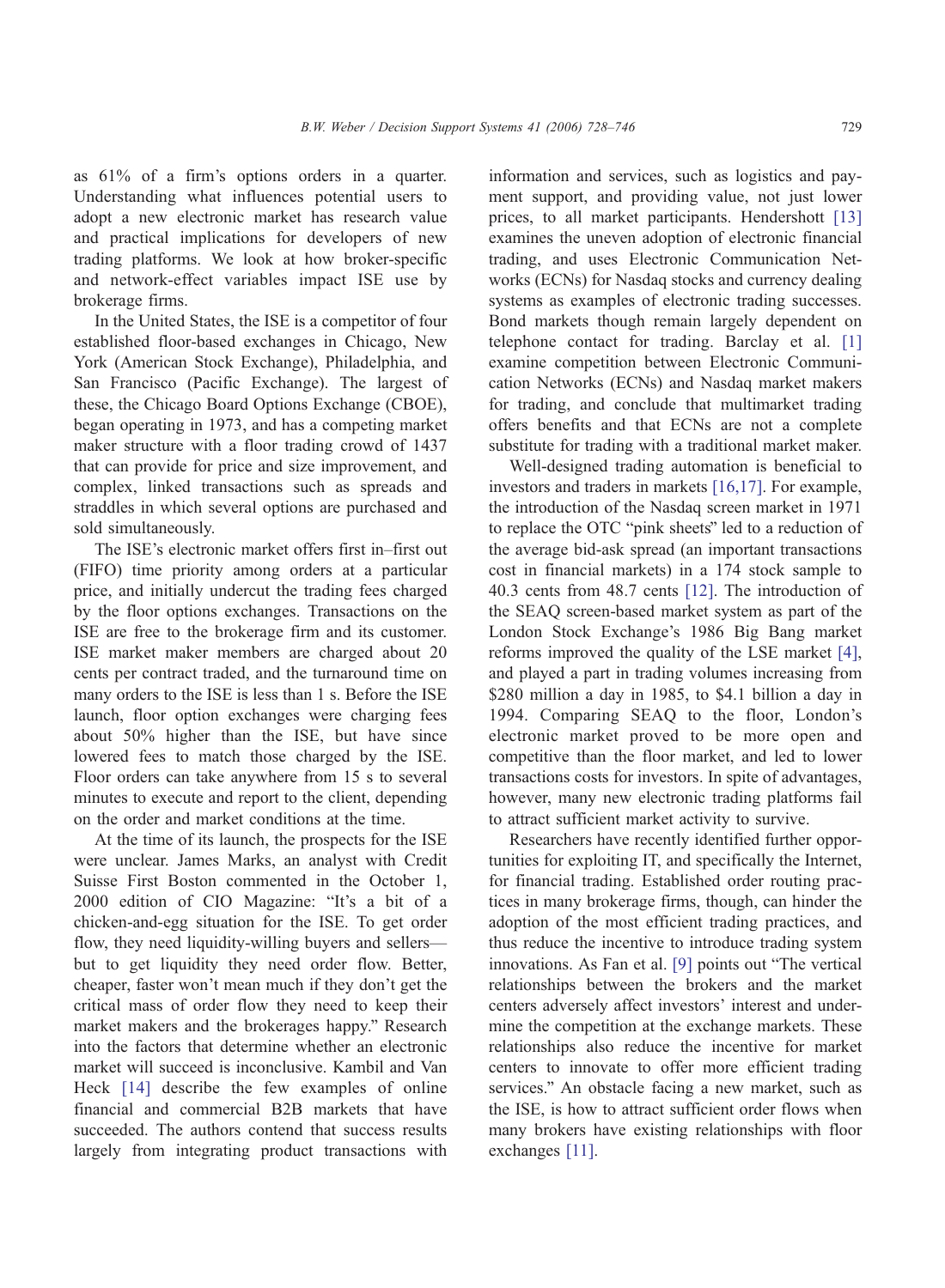as 61% of a firm's options orders in a quarter. Understanding what influences potential users to adopt a new electronic market has research value and practical implications for developers of new trading platforms. We look at how broker-specific and network-effect variables impact ISE use by brokerage firms.

In the United States, the ISE is a competitor of four established floor-based exchanges in Chicago, New York (American Stock Exchange), Philadelphia, and San Francisco (Pacific Exchange). The largest of these, the Chicago Board Options Exchange (CBOE), began operating in 1973, and has a competing market maker structure with a floor trading crowd of 1437 that can provide for price and size improvement, and complex, linked transactions such as spreads and straddles in which several options are purchased and sold simultaneously.

The ISE's electronic market offers first in–first out (FIFO) time priority among orders at a particular price, and initially undercut the trading fees charged by the floor options exchanges. Transactions on the ISE are free to the brokerage firm and its customer. ISE market maker members are charged about 20 cents per contract traded, and the turnaround time on many orders to the ISE is less than 1 s. Before the ISE launch, floor option exchanges were charging fees about 50% higher than the ISE, but have since lowered fees to match those charged by the ISE. Floor orders can take anywhere from 15 s to several minutes to execute and report to the client, depending on the order and market conditions at the time.

At the time of its launch, the prospects for the ISE were unclear. James Marks, an analyst with Credit Suisse First Boston commented in the October 1, 2000 edition of CIO Magazine: "It's a bit of a chicken-and-egg situation for the ISE. To get order flow, they need liquidity-willing buyers and sellers—but to get liquidity they need order flow. Better, cheaper, faster won't mean much if they don't get the critical mass of order flow they need to keep their market makers and the brokerages happy." Research into the factors that determine whether an electronic market will succeed is inconclusive. Kambil and Van Heck [14] describe the few examples of online financial and commercial B2B markets that have succeeded. The authors contend that success results largely from integrating product transactions with information and services, such as logistics and payment support, and providing value, not just lower prices, to all market participants. Hendershott [13] examines the uneven adoption of electronic financial trading, and uses Electronic Communication Networks (ECNs) for Nasdaq stocks and currency dealing systems as examples of electronic trading successes. Bond markets though remain largely dependent on telephone contact for trading. Barclay et al. [1] examine competition between Electronic Communication Networks (ECNs) and Nasdaq market makers for trading, and conclude that multimarket trading offers benefits and that ECNs are not a complete substitute for trading with a traditional market maker.

Well-designed trading automation is beneficial to investors and traders in markets [16,17]. For example, the introduction of the Nasdaq screen market in 1971 to replace the OTC "pink sheets" led to a reduction of the average bid-ask spread (an important transactions cost in financial markets) in a 174 stock sample to 40.3 cents from 48.7 cents [12]. The introduction of the SEAQ screen-based market system as part of the London Stock Exchange's 1986 Big Bang market reforms improved the quality of the LSE market [4], and played a part in trading volumes increasing from $280 million a day in 1985, to $4.1 billion a day in 1994. Comparing SEAQ to the floor, London's electronic market proved to be more open and competitive than the floor market, and led to lower transactions costs for investors. In spite of advantages, however, many new electronic trading platforms fail to attract sufficient market activity to survive.

Researchers have recently identified further opportunities for exploiting IT, and specifically the Internet, for financial trading. Established order routing practices in many brokerage firms, though, can hinder the adoption of the most efficient trading practices, and thus reduce the incentive to introduce trading system innovations. As Fan et al. [9] points out "The vertical relationships between the brokers and the market centers adversely affect investors' interest and undermine the competition at the exchange markets. These relationships also reduce the incentive for market centers to innovate to offer more efficient trading services." An obstacle facing a new market, such as the ISE, is how to attract sufficient order flows when many brokers have existing relationships with floor exchanges [11].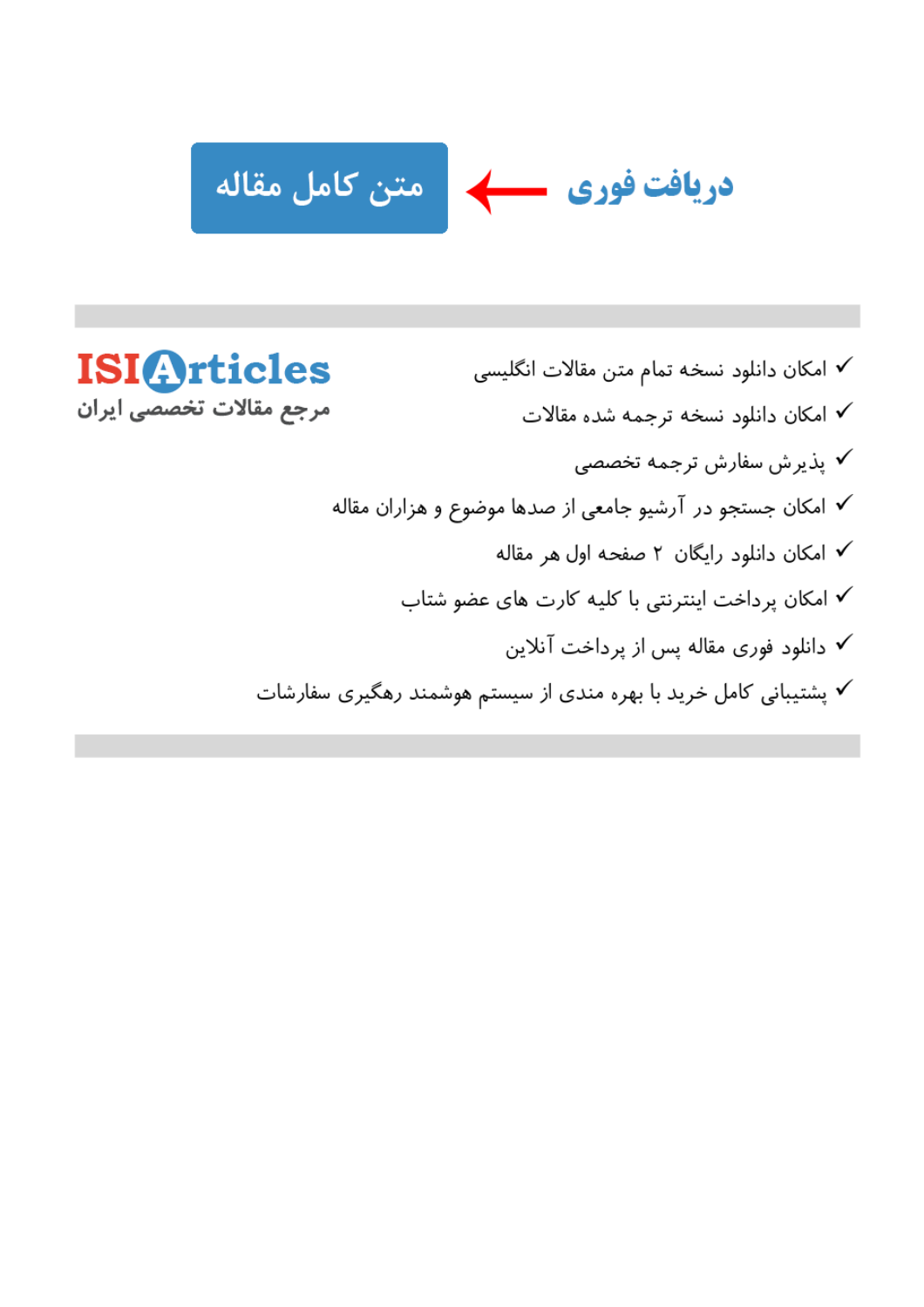دریافت فوری ← متن کامل مقاله

**ISIArticles**
مرجع مقالات تخصصی ایران

- ✓ امکان دانلود نسخه تمام متن مقالات انگلیسی
- ✓ امکان دانلود نسخه ترجمه شده مقالات
- ✓ پذیرش سفارش ترجمه تخصصی
- ✓ امکان جستجو در آرشیو جامعی از صدها موضوع و هزاران مقاله
- ✓ امکان دانلود رایگان ۲ صفحه اول هر مقاله
- ✓ امکان پرداخت اینترنتی با کلیه کارت های عضو شتاب
- ✓ دانلود فوری مقاله پس از پرداخت آنلاین
- ✓ پشتیبانی کامل خرید با بهره مندی از سیستم هوشمند رهگیری سفارشات